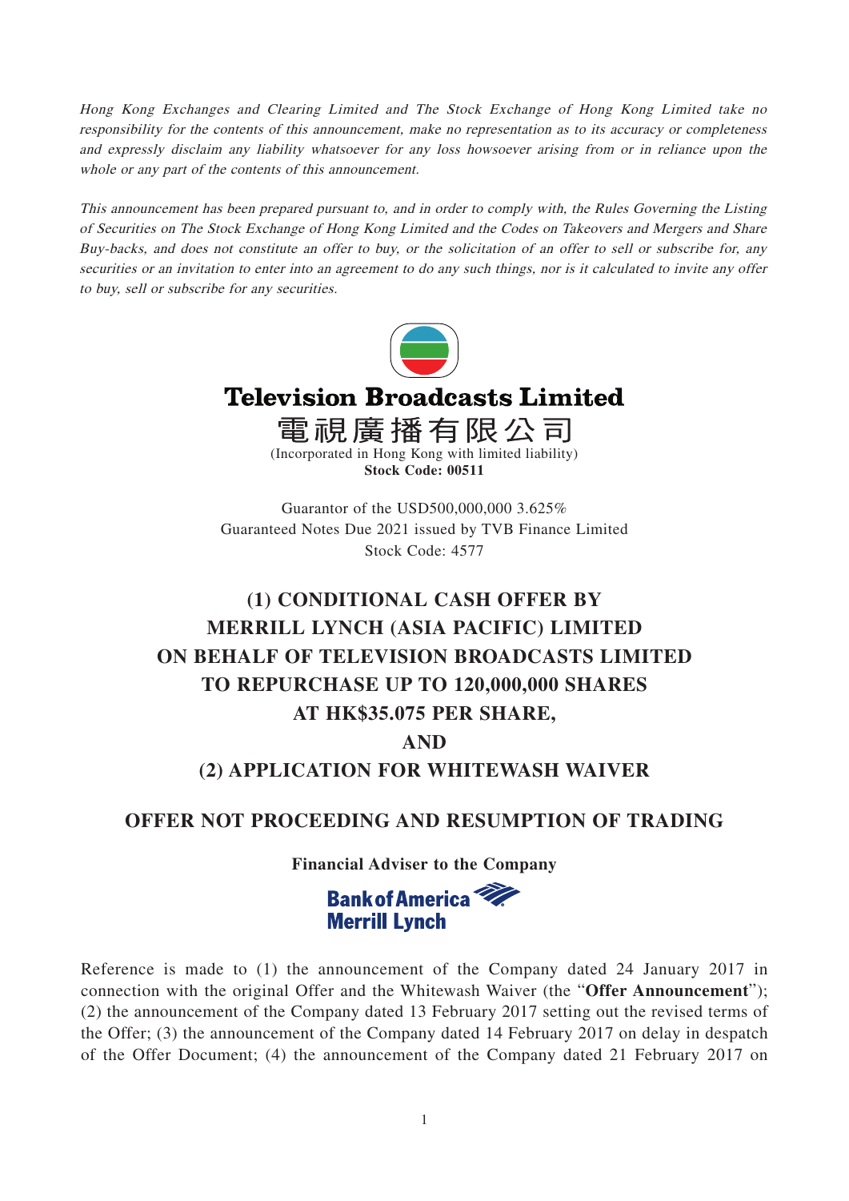*Hong Kong Exchanges and Clearing Limited and The Stock Exchange of Hong Kong Limited take no responsibility for the contents of this announcement, make no representation as to its accuracy or completeness and expressly disclaim any liability whatsoever for any loss howsoever arising from or in reliance upon the whole or any part of the contents of this announcement.*

*This announcement has been prepared pursuant to, and in order to comply with, the Rules Governing the Listing of Securities on The Stock Exchange of Hong Kong Limited and the Codes on Takeovers and Mergers and Share Buy-backs, and does not constitute an offer to buy, or the solicitation of an offer to sell or subscribe for, any securities or an invitation to enter into an agreement to do any such things, nor is it calculated to invite any offer to buy, sell or subscribe for any securities.*

# Television Broadcasts Limited

# 電視廣播有限公司

(Incorporated in Hong Kong with limited liability)

**Stock Code: 00511**

Guarantor of the USD500,000,000 3.625% Guaranteed Notes Due 2021 issued by TVB Finance Limited
Stock Code: 4577

## (1) CONDITIONAL CASH OFFER BY MERRILL LYNCH (ASIA PACIFIC) LIMITED ON BEHALF OF TELEVISION BROADCASTS LIMITED TO REPURCHASE UP TO 120,000,000 SHARES AT HK$35.075 PER SHARE, AND (2) APPLICATION FOR WHITEWASH WAIVER

## OFFER NOT PROCEEDING AND RESUMPTION OF TRADING

**Financial Adviser to the Company**

**Bank of America Merrill Lynch**

Reference is made to (1) the announcement of the Company dated 24 January 2017 in connection with the original Offer and the Whitewash Waiver (the "**Offer Announcement**"); (2) the announcement of the Company dated 13 February 2017 setting out the revised terms of the Offer; (3) the announcement of the Company dated 14 February 2017 on delay in despatch of the Offer Document; (4) the announcement of the Company dated 21 February 2017 on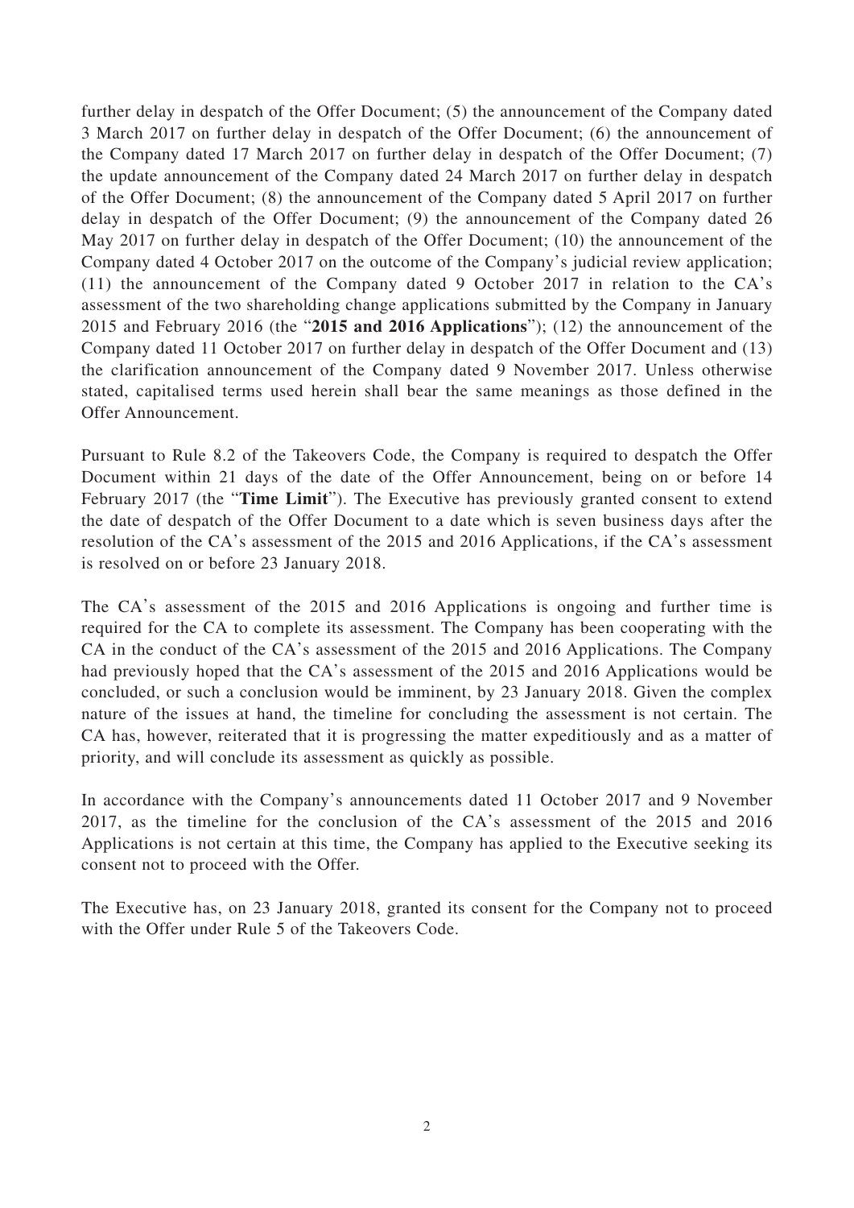further delay in despatch of the Offer Document; (5) the announcement of the Company dated 3 March 2017 on further delay in despatch of the Offer Document; (6) the announcement of the Company dated 17 March 2017 on further delay in despatch of the Offer Document; (7) the update announcement of the Company dated 24 March 2017 on further delay in despatch of the Offer Document; (8) the announcement of the Company dated 5 April 2017 on further delay in despatch of the Offer Document; (9) the announcement of the Company dated 26 May 2017 on further delay in despatch of the Offer Document; (10) the announcement of the Company dated 4 October 2017 on the outcome of the Company's judicial review application; (11) the announcement of the Company dated 9 October 2017 in relation to the CA's assessment of the two shareholding change applications submitted by the Company in January 2015 and February 2016 (the "**2015 and 2016 Applications**"); (12) the announcement of the Company dated 11 October 2017 on further delay in despatch of the Offer Document and (13) the clarification announcement of the Company dated 9 November 2017. Unless otherwise stated, capitalised terms used herein shall bear the same meanings as those defined in the Offer Announcement.

Pursuant to Rule 8.2 of the Takeovers Code, the Company is required to despatch the Offer Document within 21 days of the date of the Offer Announcement, being on or before 14 February 2017 (the "**Time Limit**"). The Executive has previously granted consent to extend the date of despatch of the Offer Document to a date which is seven business days after the resolution of the CA's assessment of the 2015 and 2016 Applications, if the CA's assessment is resolved on or before 23 January 2018.

The CA's assessment of the 2015 and 2016 Applications is ongoing and further time is required for the CA to complete its assessment. The Company has been cooperating with the CA in the conduct of the CA's assessment of the 2015 and 2016 Applications. The Company had previously hoped that the CA's assessment of the 2015 and 2016 Applications would be concluded, or such a conclusion would be imminent, by 23 January 2018. Given the complex nature of the issues at hand, the timeline for concluding the assessment is not certain. The CA has, however, reiterated that it is progressing the matter expeditiously and as a matter of priority, and will conclude its assessment as quickly as possible.

In accordance with the Company's announcements dated 11 October 2017 and 9 November 2017, as the timeline for the conclusion of the CA's assessment of the 2015 and 2016 Applications is not certain at this time, the Company has applied to the Executive seeking its consent not to proceed with the Offer.

The Executive has, on 23 January 2018, granted its consent for the Company not to proceed with the Offer under Rule 5 of the Takeovers Code.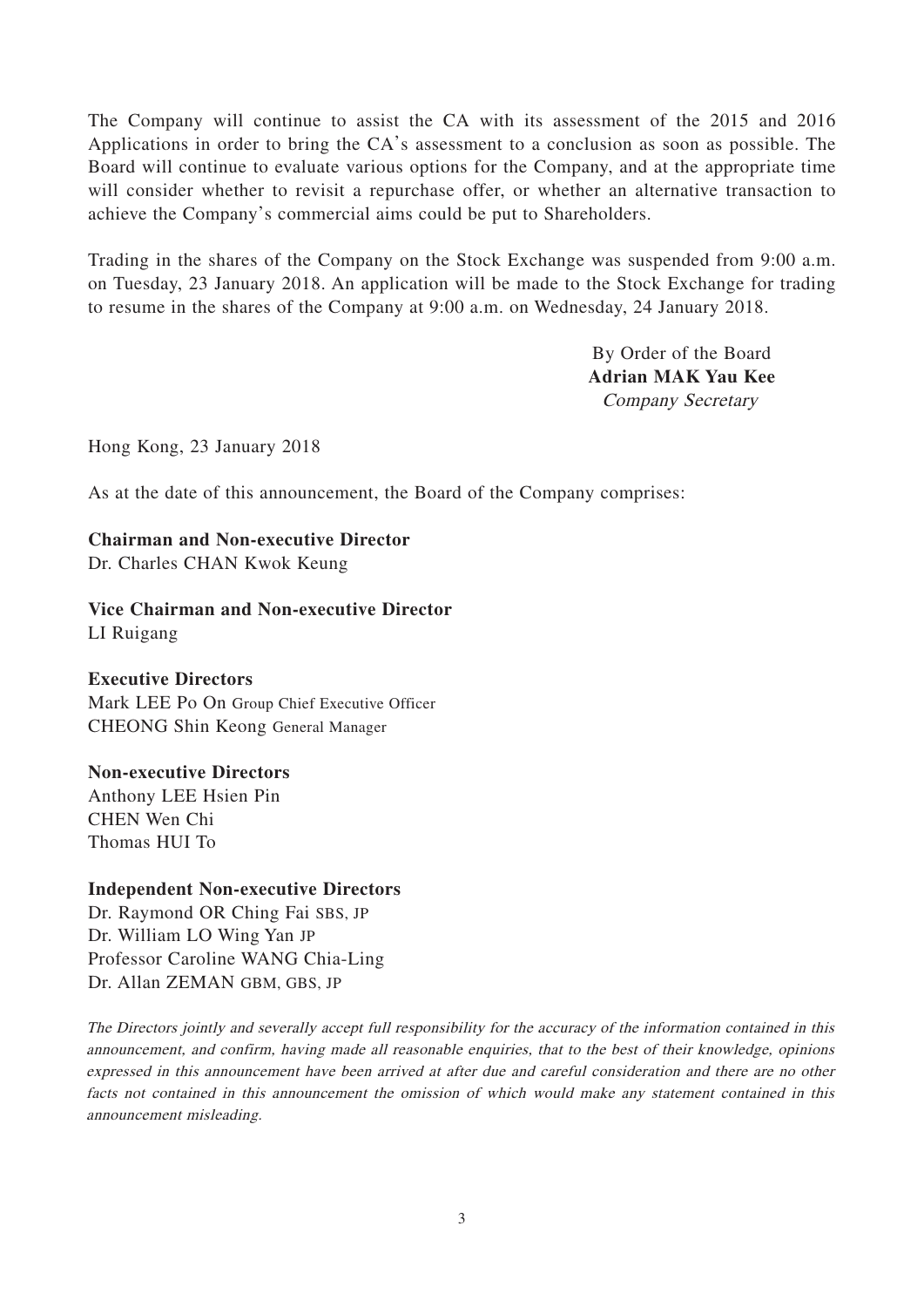The Company will continue to assist the CA with its assessment of the 2015 and 2016 Applications in order to bring the CA's assessment to a conclusion as soon as possible. The Board will continue to evaluate various options for the Company, and at the appropriate time will consider whether to revisit a repurchase offer, or whether an alternative transaction to achieve the Company's commercial aims could be put to Shareholders.

Trading in the shares of the Company on the Stock Exchange was suspended from 9:00 a.m. on Tuesday, 23 January 2018. An application will be made to the Stock Exchange for trading to resume in the shares of the Company at 9:00 a.m. on Wednesday, 24 January 2018.

By Order of the Board
**Adrian MAK Yau Kee**
*Company Secretary*

Hong Kong, 23 January 2018

As at the date of this announcement, the Board of the Company comprises:

**Chairman and Non-executive Director**
Dr. Charles CHAN Kwok Keung

**Vice Chairman and Non-executive Director**
LI Ruigang

**Executive Directors**
Mark LEE Po On Group Chief Executive Officer
CHEONG Shin Keong General Manager

**Non-executive Directors**
Anthony LEE Hsien Pin
CHEN Wen Chi
Thomas HUI To

**Independent Non-executive Directors**
Dr. Raymond OR Ching Fai SBS, JP
Dr. William LO Wing Yan JP
Professor Caroline WANG Chia-Ling
Dr. Allan ZEMAN GBM, GBS, JP

*The Directors jointly and severally accept full responsibility for the accuracy of the information contained in this announcement, and confirm, having made all reasonable enquiries, that to the best of their knowledge, opinions expressed in this announcement have been arrived at after due and careful consideration and there are no other facts not contained in this announcement the omission of which would make any statement contained in this announcement misleading.*